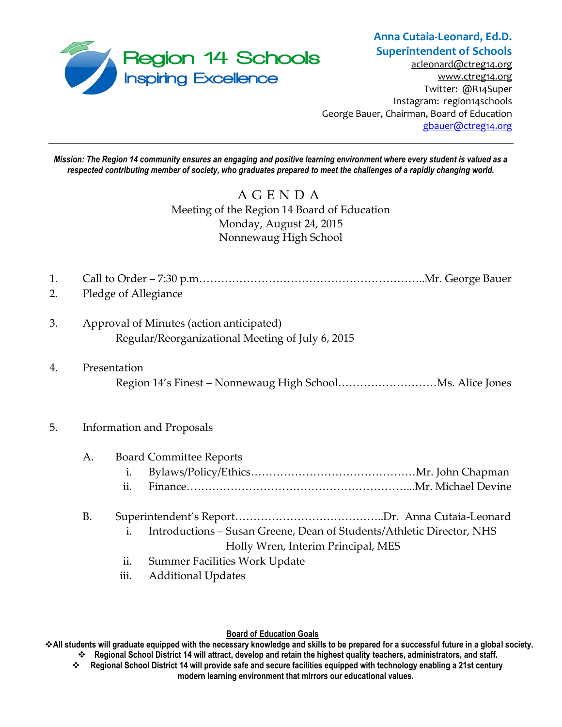Region 14 Schools
Inspiring Excellence

**Anna Cutaia-Leonard, Ed.D.**
**Superintendent of Schools**
acleonard@ctreg14.org
www.ctreg14.org
Twitter: @R14Super
Instagram: region14schools
George Bauer, Chairman, Board of Education
gbauer@ctreg14.org

---

***Mission: The Region 14 community ensures an engaging and positive learning environment where every student is valued as a respected contributing member of society, who graduates prepared to meet the challenges of a rapidly changing world.***

# A G E N D A

Meeting of the Region 14 Board of Education
Monday, August 24, 2015
Nonnewaug High School

1. Call to Order – 7:30 p.m……………………………………………………..Mr. George Bauer
2. Pledge of Allegiance
3. Approval of Minutes (action anticipated)
   Regular/Reorganizational Meeting of July 6, 2015
4. Presentation
   Region 14's Finest – Nonnewaug High School………………………Ms. Alice Jones
5. Information and Proposals
   A. Board Committee Reports
      i. Bylaws/Policy/Ethics………………………………………Mr. John Chapman
      ii. Finance……………………………………………………...Mr. Michael Devine
   B. Superintendent's Report…………………………………..Dr. Anna Cutaia-Leonard
      i. Introductions – Susan Greene, Dean of Students/Athletic Director, NHS
         Holly Wren, Interim Principal, MES
      ii. Summer Facilities Work Update
      iii. Additional Updates

**Board of Education Goals**

- **All students will graduate equipped with the necessary knowledge and skills to be prepared for a successful future in a global society.**
- **Regional School District 14 will attract, develop and retain the highest quality teachers, administrators, and staff.**
- **Regional School District 14 will provide safe and secure facilities equipped with technology enabling a 21st century modern learning environment that mirrors our educational values.**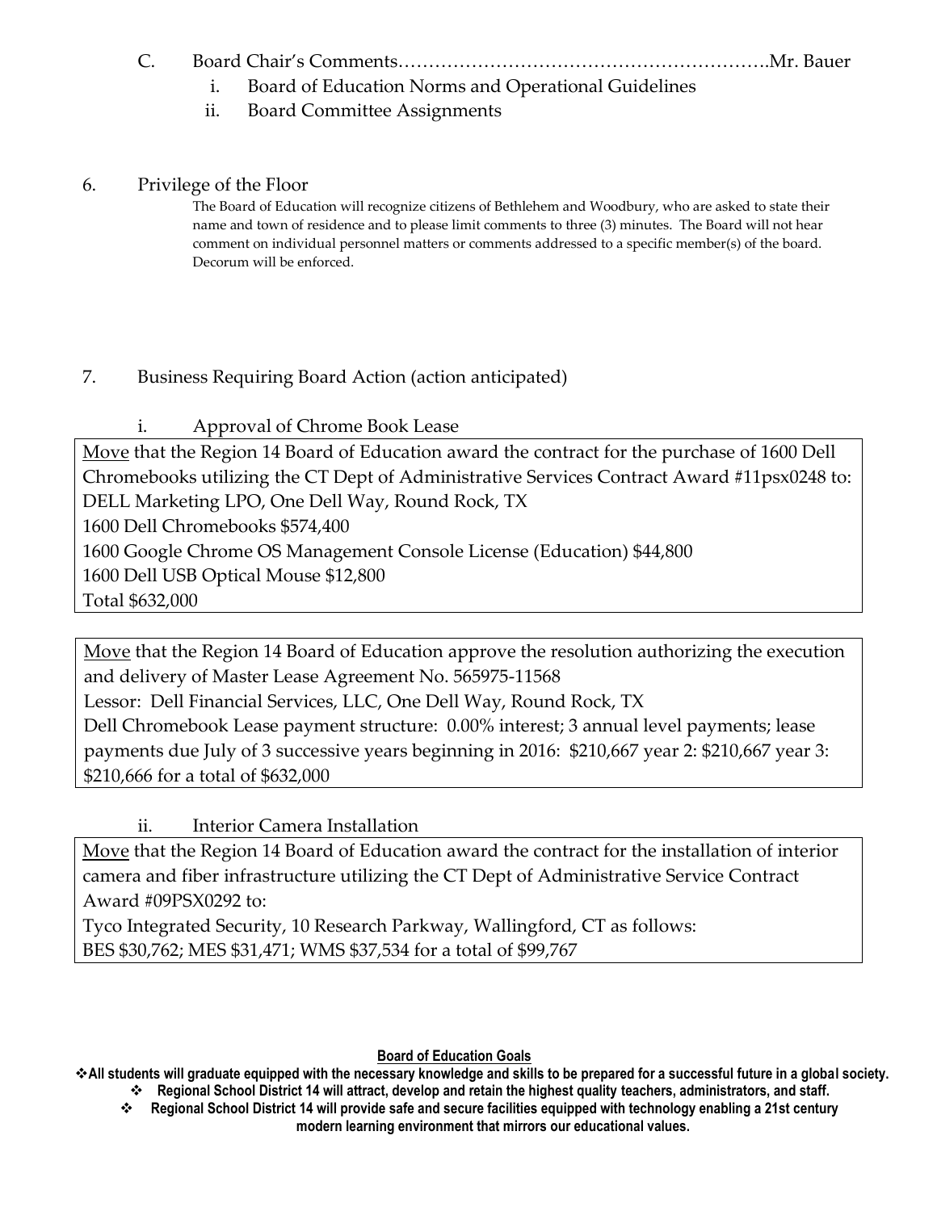C. Board Chair's Comments…………………………………………………….Mr. Bauer

i. Board of Education Norms and Operational Guidelines

ii. Board Committee Assignments

6. Privilege of the Floor

The Board of Education will recognize citizens of Bethlehem and Woodbury, who are asked to state their name and town of residence and to please limit comments to three (3) minutes. The Board will not hear comment on individual personnel matters or comments addressed to a specific member(s) of the board. Decorum will be enforced.

7. Business Requiring Board Action (action anticipated)

i. Approval of Chrome Book Lease

Move that the Region 14 Board of Education award the contract for the purchase of 1600 Dell Chromebooks utilizing the CT Dept of Administrative Services Contract Award #11psx0248 to:
DELL Marketing LPO, One Dell Way, Round Rock, TX
1600 Dell Chromebooks $574,400
1600 Google Chrome OS Management Console License (Education) $44,800
1600 Dell USB Optical Mouse $12,800
Total $632,000

Move that the Region 14 Board of Education approve the resolution authorizing the execution and delivery of Master Lease Agreement No. 565975-11568
Lessor: Dell Financial Services, LLC, One Dell Way, Round Rock, TX
Dell Chromebook Lease payment structure: 0.00% interest; 3 annual level payments; lease payments due July of 3 successive years beginning in 2016: $210,667 year 2: $210,667 year 3: $210,666 for a total of $632,000

ii. Interior Camera Installation

Move that the Region 14 Board of Education award the contract for the installation of interior camera and fiber infrastructure utilizing the CT Dept of Administrative Service Contract Award #09PSX0292 to:
Tyco Integrated Security, 10 Research Parkway, Wallingford, CT as follows:
BES $30,762; MES $31,471; WMS $37,534 for a total of $99,767

**Board of Education Goals**

- **All students will graduate equipped with the necessary knowledge and skills to be prepared for a successful future in a global society.**
- **Regional School District 14 will attract, develop and retain the highest quality teachers, administrators, and staff.**
- **Regional School District 14 will provide safe and secure facilities equipped with technology enabling a 21st century modern learning environment that mirrors our educational values.**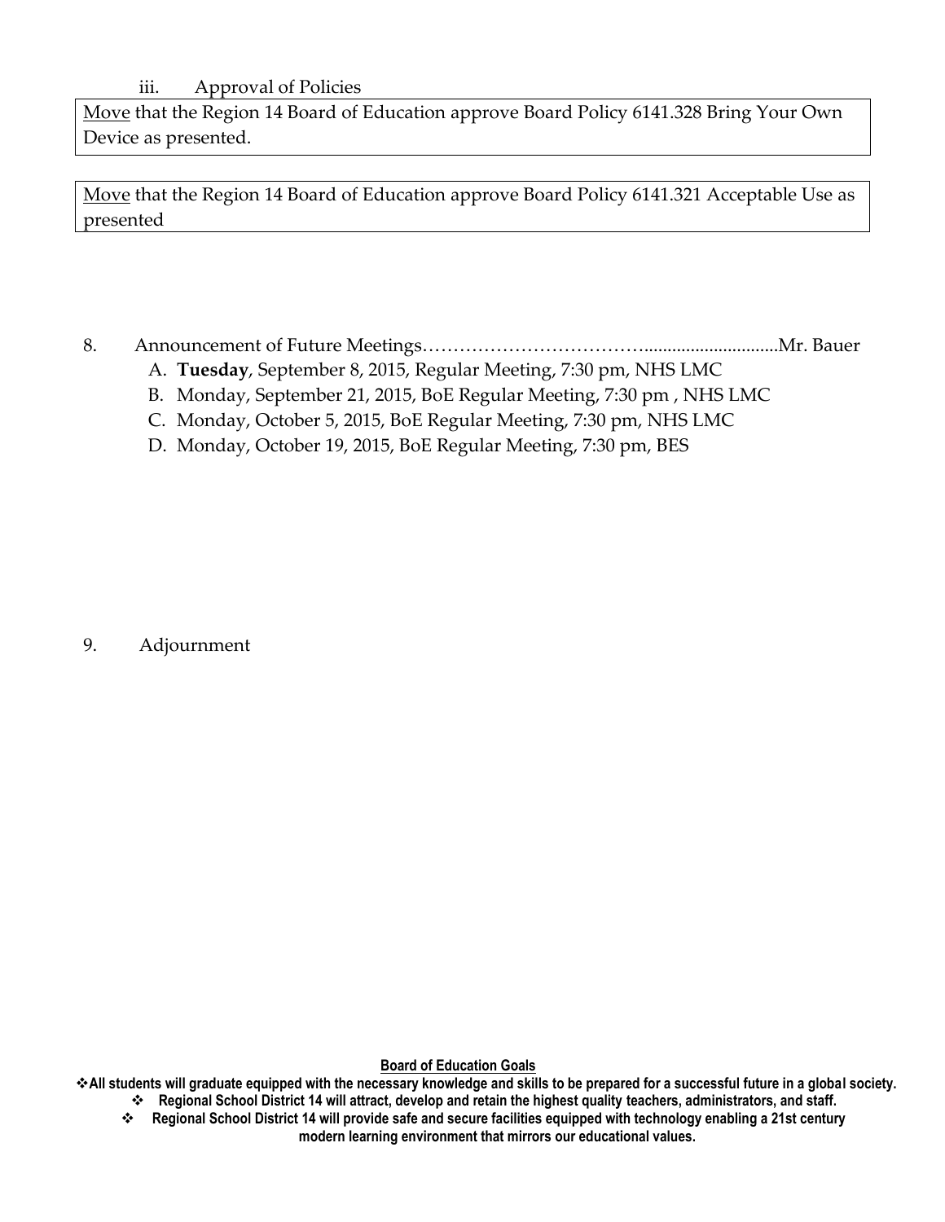iii. Approval of Policies

<u>Move</u> that the Region 14 Board of Education approve Board Policy 6141.328 Bring Your Own Device as presented.

<u>Move</u> that the Region 14 Board of Education approve Board Policy 6141.321 Acceptable Use as presented

8. Announcement of Future Meetings……………………………….............................Mr. Bauer
   A. **Tuesday**, September 8, 2015, Regular Meeting, 7:30 pm, NHS LMC
   B. Monday, September 21, 2015, BoE Regular Meeting, 7:30 pm , NHS LMC
   C. Monday, October 5, 2015, BoE Regular Meeting, 7:30 pm, NHS LMC
   D. Monday, October 19, 2015, BoE Regular Meeting, 7:30 pm, BES

9. Adjournment

**<u>Board of Education Goals</u>**

- **All students will graduate equipped with the necessary knowledge and skills to be prepared for a successful future in a global society.**
- **Regional School District 14 will attract, develop and retain the highest quality teachers, administrators, and staff.**
- **Regional School District 14 will provide safe and secure facilities equipped with technology enabling a 21st century modern learning environment that mirrors our educational values.**